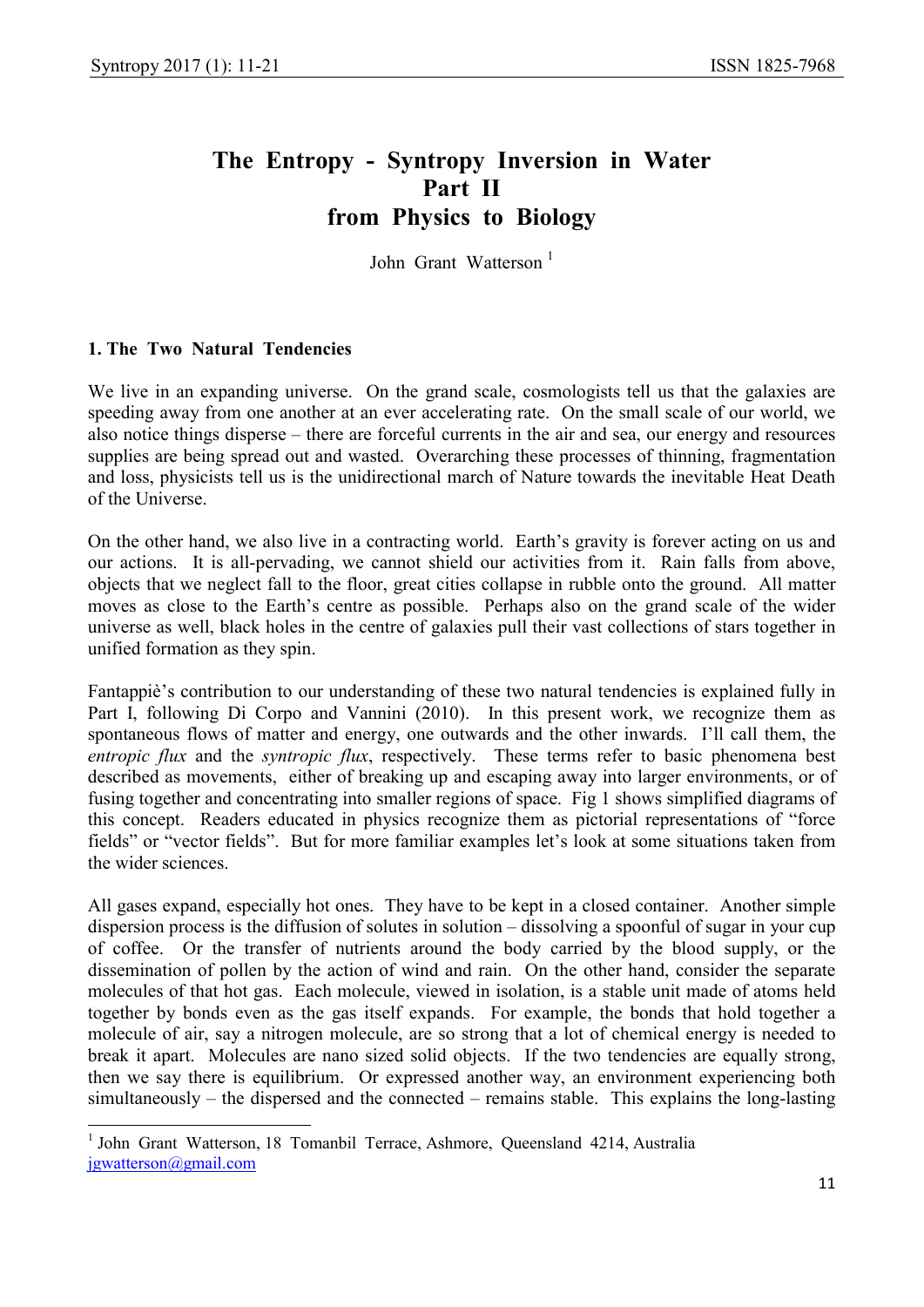# The Entropy - Syntropy Inversion in Water
# Part II
# from Physics to Biology

John Grant Watterson [1]

## 1. The Two Natural Tendencies

We live in an expanding universe. On the grand scale, cosmologists tell us that the galaxies are speeding away from one another at an ever accelerating rate. On the small scale of our world, we also notice things disperse – there are forceful currents in the air and sea, our energy and resources supplies are being spread out and wasted. Overarching these processes of thinning, fragmentation and loss, physicists tell us is the unidirectional march of Nature towards the inevitable Heat Death of the Universe.

On the other hand, we also live in a contracting world. Earth's gravity is forever acting on us and our actions. It is all-pervading, we cannot shield our activities from it. Rain falls from above, objects that we neglect fall to the floor, great cities collapse in rubble onto the ground. All matter moves as close to the Earth's centre as possible. Perhaps also on the grand scale of the wider universe as well, black holes in the centre of galaxies pull their vast collections of stars together in unified formation as they spin.

Fantappiè's contribution to our understanding of these two natural tendencies is explained fully in Part I, following Di Corpo and Vannini (2010). In this present work, we recognize them as spontaneous flows of matter and energy, one outwards and the other inwards. I'll call them, the *entropic flux* and the *syntropic flux*, respectively. These terms refer to basic phenomena best described as movements, either of breaking up and escaping away into larger environments, or of fusing together and concentrating into smaller regions of space. Fig 1 shows simplified diagrams of this concept. Readers educated in physics recognize them as pictorial representations of "force fields" or "vector fields". But for more familiar examples let's look at some situations taken from the wider sciences.

All gases expand, especially hot ones. They have to be kept in a closed container. Another simple dispersion process is the diffusion of solutes in solution – dissolving a spoonful of sugar in your cup of coffee. Or the transfer of nutrients around the body carried by the blood supply, or the dissemination of pollen by the action of wind and rain. On the other hand, consider the separate molecules of that hot gas. Each molecule, viewed in isolation, is a stable unit made of atoms held together by bonds even as the gas itself expands. For example, the bonds that hold together a molecule of air, say a nitrogen molecule, are so strong that a lot of chemical energy is needed to break it apart. Molecules are nano sized solid objects. If the two tendencies are equally strong, then we say there is equilibrium. Or expressed another way, an environment experiencing both simultaneously – the dispersed and the connected – remains stable. This explains the long-lasting

---

[1] John Grant Watterson, 18 Tomanbil Terrace, Ashmore, Queensland 4214, Australia jgwatterson@gmail.com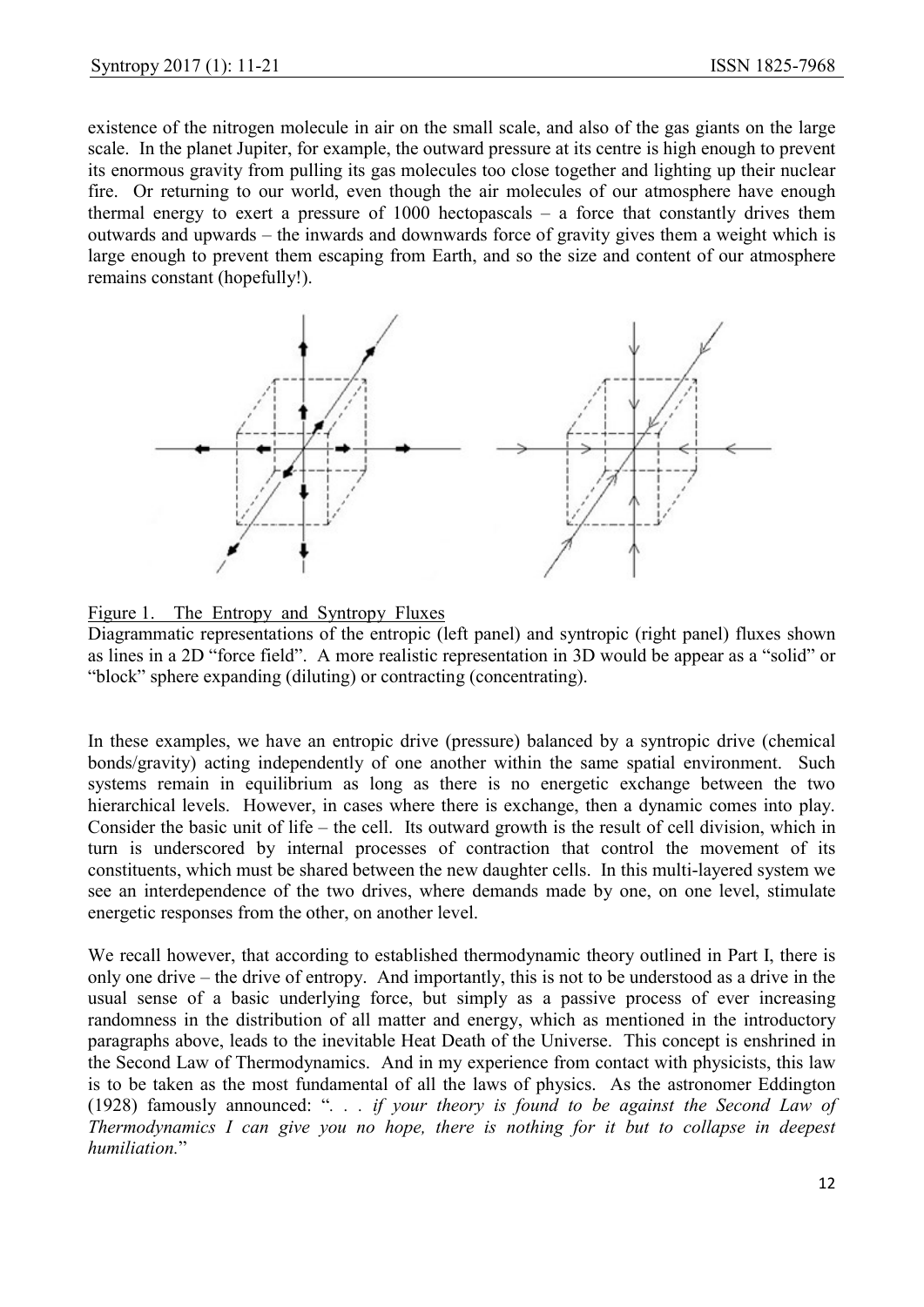existence of the nitrogen molecule in air on the small scale, and also of the gas giants on the large scale. In the planet Jupiter, for example, the outward pressure at its centre is high enough to prevent its enormous gravity from pulling its gas molecules too close together and lighting up their nuclear fire. Or returning to our world, even though the air molecules of our atmosphere have enough thermal energy to exert a pressure of 1000 hectopascals – a force that constantly drives them outwards and upwards – the inwards and downwards force of gravity gives them a weight which is large enough to prevent them escaping from Earth, and so the size and content of our atmosphere remains constant (hopefully!).

Figure 1. The Entropy and Syntropy Fluxes
Diagrammatic representations of the entropic (left panel) and syntropic (right panel) fluxes shown as lines in a 2D "force field". A more realistic representation in 3D would be appear as a "solid" or "block" sphere expanding (diluting) or contracting (concentrating).

In these examples, we have an entropic drive (pressure) balanced by a syntropic drive (chemical bonds/gravity) acting independently of one another within the same spatial environment. Such systems remain in equilibrium as long as there is no energetic exchange between the two hierarchical levels. However, in cases where there is exchange, then a dynamic comes into play. Consider the basic unit of life – the cell. Its outward growth is the result of cell division, which in turn is underscored by internal processes of contraction that control the movement of its constituents, which must be shared between the new daughter cells. In this multi-layered system we see an interdependence of the two drives, where demands made by one, on one level, stimulate energetic responses from the other, on another level.

We recall however, that according to established thermodynamic theory outlined in Part I, there is only one drive – the drive of entropy. And importantly, this is not to be understood as a drive in the usual sense of a basic underlying force, but simply as a passive process of ever increasing randomness in the distribution of all matter and energy, which as mentioned in the introductory paragraphs above, leads to the inevitable Heat Death of the Universe. This concept is enshrined in the Second Law of Thermodynamics. And in my experience from contact with physicists, this law is to be taken as the most fundamental of all the laws of physics. As the astronomer Eddington (1928) famously announced: "*. . . if your theory is found to be against the Second Law of Thermodynamics I can give you no hope, there is nothing for it but to collapse in deepest humiliation.*"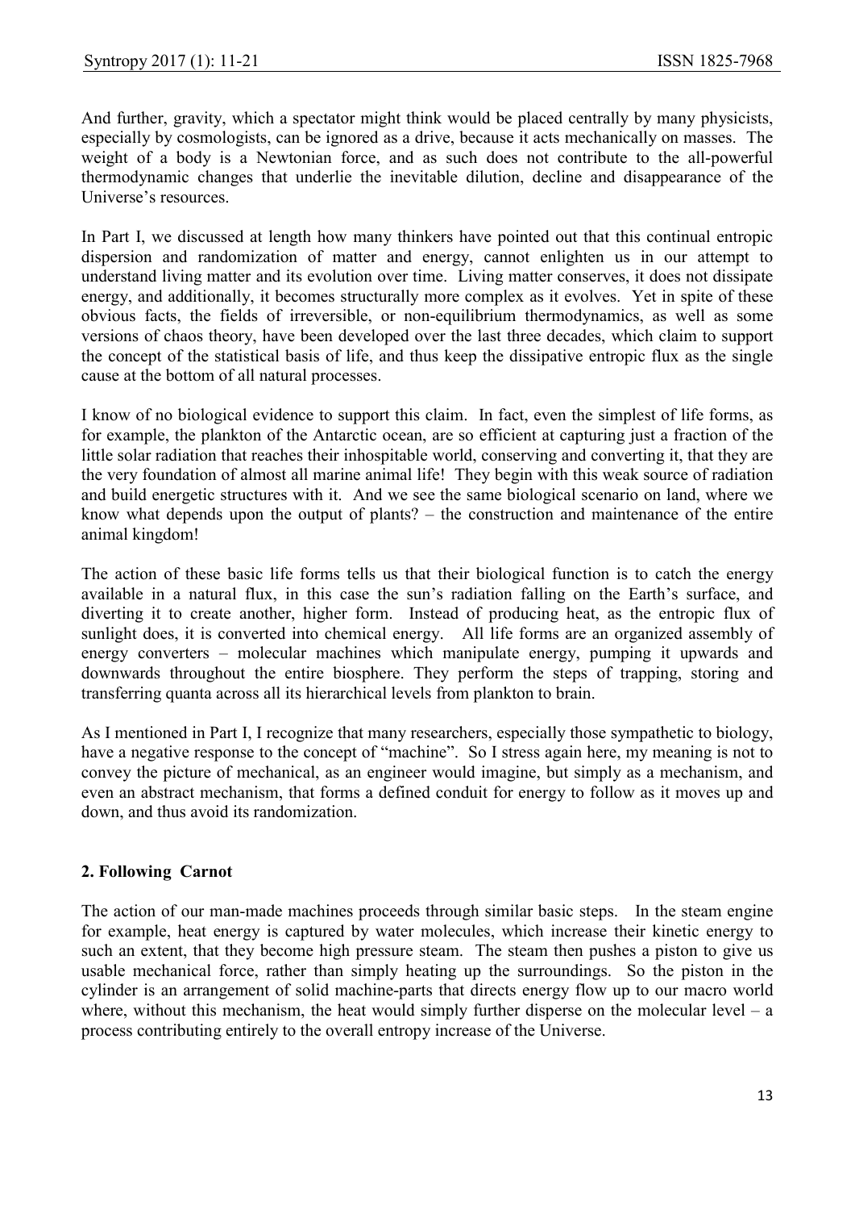And further, gravity, which a spectator might think would be placed centrally by many physicists, especially by cosmologists, can be ignored as a drive, because it acts mechanically on masses. The weight of a body is a Newtonian force, and as such does not contribute to the all-powerful thermodynamic changes that underlie the inevitable dilution, decline and disappearance of the Universe's resources.

In Part I, we discussed at length how many thinkers have pointed out that this continual entropic dispersion and randomization of matter and energy, cannot enlighten us in our attempt to understand living matter and its evolution over time. Living matter conserves, it does not dissipate energy, and additionally, it becomes structurally more complex as it evolves. Yet in spite of these obvious facts, the fields of irreversible, or non-equilibrium thermodynamics, as well as some versions of chaos theory, have been developed over the last three decades, which claim to support the concept of the statistical basis of life, and thus keep the dissipative entropic flux as the single cause at the bottom of all natural processes.

I know of no biological evidence to support this claim. In fact, even the simplest of life forms, as for example, the plankton of the Antarctic ocean, are so efficient at capturing just a fraction of the little solar radiation that reaches their inhospitable world, conserving and converting it, that they are the very foundation of almost all marine animal life! They begin with this weak source of radiation and build energetic structures with it. And we see the same biological scenario on land, where we know what depends upon the output of plants? – the construction and maintenance of the entire animal kingdom!

The action of these basic life forms tells us that their biological function is to catch the energy available in a natural flux, in this case the sun's radiation falling on the Earth's surface, and diverting it to create another, higher form. Instead of producing heat, as the entropic flux of sunlight does, it is converted into chemical energy. All life forms are an organized assembly of energy converters – molecular machines which manipulate energy, pumping it upwards and downwards throughout the entire biosphere. They perform the steps of trapping, storing and transferring quanta across all its hierarchical levels from plankton to brain.

As I mentioned in Part I, I recognize that many researchers, especially those sympathetic to biology, have a negative response to the concept of "machine". So I stress again here, my meaning is not to convey the picture of mechanical, as an engineer would imagine, but simply as a mechanism, and even an abstract mechanism, that forms a defined conduit for energy to follow as it moves up and down, and thus avoid its randomization.

## 2. Following Carnot

The action of our man-made machines proceeds through similar basic steps. In the steam engine for example, heat energy is captured by water molecules, which increase their kinetic energy to such an extent, that they become high pressure steam. The steam then pushes a piston to give us usable mechanical force, rather than simply heating up the surroundings. So the piston in the cylinder is an arrangement of solid machine-parts that directs energy flow up to our macro world where, without this mechanism, the heat would simply further disperse on the molecular level – a process contributing entirely to the overall entropy increase of the Universe.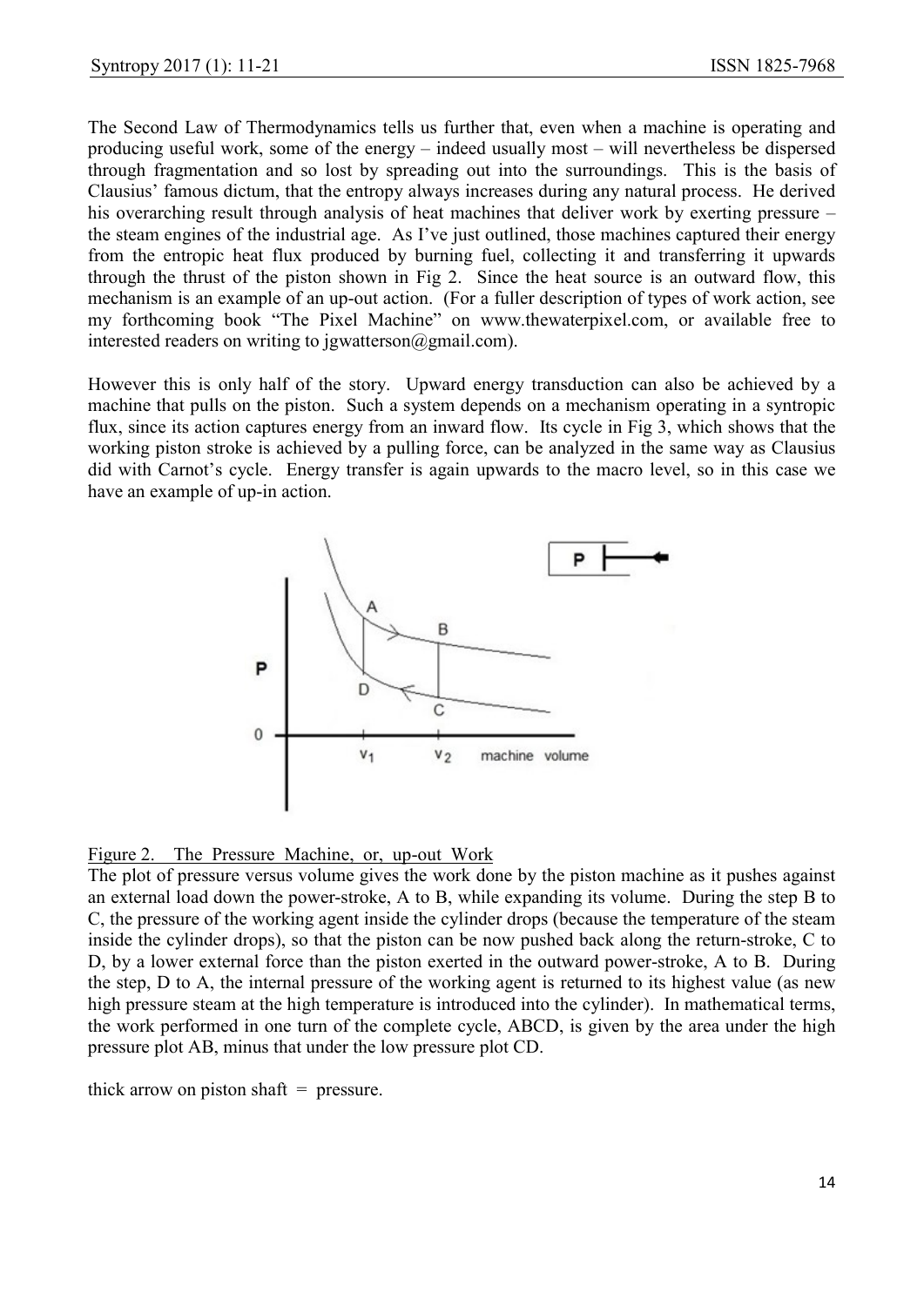The Second Law of Thermodynamics tells us further that, even when a machine is operating and producing useful work, some of the energy – indeed usually most – will nevertheless be dispersed through fragmentation and so lost by spreading out into the surroundings. This is the basis of Clausius' famous dictum, that the entropy always increases during any natural process. He derived his overarching result through analysis of heat machines that deliver work by exerting pressure – the steam engines of the industrial age. As I've just outlined, those machines captured their energy from the entropic heat flux produced by burning fuel, collecting it and transferring it upwards through the thrust of the piston shown in Fig 2. Since the heat source is an outward flow, this mechanism is an example of an up-out action. (For a fuller description of types of work action, see my forthcoming book "The Pixel Machine" on www.thewaterpixel.com, or available free to interested readers on writing to jgwatterson@gmail.com).

However this is only half of the story. Upward energy transduction can also be achieved by a machine that pulls on the piston. Such a system depends on a mechanism operating in a syntropic flux, since its action captures energy from an inward flow. Its cycle in Fig 3, which shows that the working piston stroke is achieved by a pulling force, can be analyzed in the same way as Clausius did with Carnot's cycle. Energy transfer is again upwards to the macro level, so in this case we have an example of up-in action.

Figure 2. The Pressure Machine, or, up-out Work

The plot of pressure versus volume gives the work done by the piston machine as it pushes against an external load down the power-stroke, A to B, while expanding its volume. During the step B to C, the pressure of the working agent inside the cylinder drops (because the temperature of the steam inside the cylinder drops), so that the piston can be now pushed back along the return-stroke, C to D, by a lower external force than the piston exerted in the outward power-stroke, A to B. During the step, D to A, the internal pressure of the working agent is returned to its highest value (as new high pressure steam at the high temperature is introduced into the cylinder). In mathematical terms, the work performed in one turn of the complete cycle, ABCD, is given by the area under the high pressure plot AB, minus that under the low pressure plot CD.

thick arrow on piston shaft = pressure.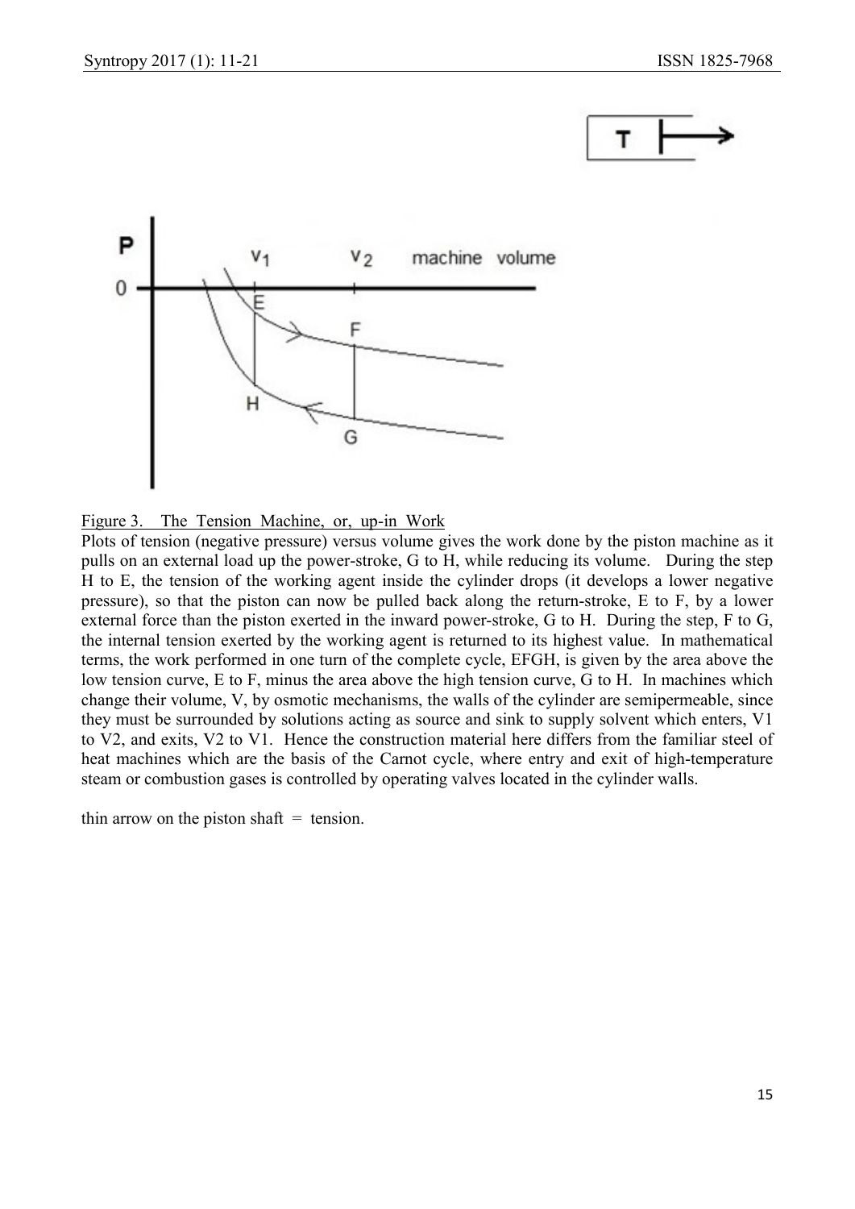Figure 3. The Tension Machine, or, up-in Work

Plots of tension (negative pressure) versus volume gives the work done by the piston machine as it pulls on an external load up the power-stroke, G to H, while reducing its volume. During the step H to E, the tension of the working agent inside the cylinder drops (it develops a lower negative pressure), so that the piston can now be pulled back along the return-stroke, E to F, by a lower external force than the piston exerted in the inward power-stroke, G to H. During the step, F to G, the internal tension exerted by the working agent is returned to its highest value. In mathematical terms, the work performed in one turn of the complete cycle, EFGH, is given by the area above the low tension curve, E to F, minus the area above the high tension curve, G to H. In machines which change their volume, V, by osmotic mechanisms, the walls of the cylinder are semipermeable, since they must be surrounded by solutions acting as source and sink to supply solvent which enters, $V_1$ to $V_2$, and exits, $V_2$ to $V_1$. Hence the construction material here differs from the familiar steel of heat machines which are the basis of the Carnot cycle, where entry and exit of high-temperature steam or combustion gases is controlled by operating valves located in the cylinder walls.

thin arrow on the piston shaft = tension.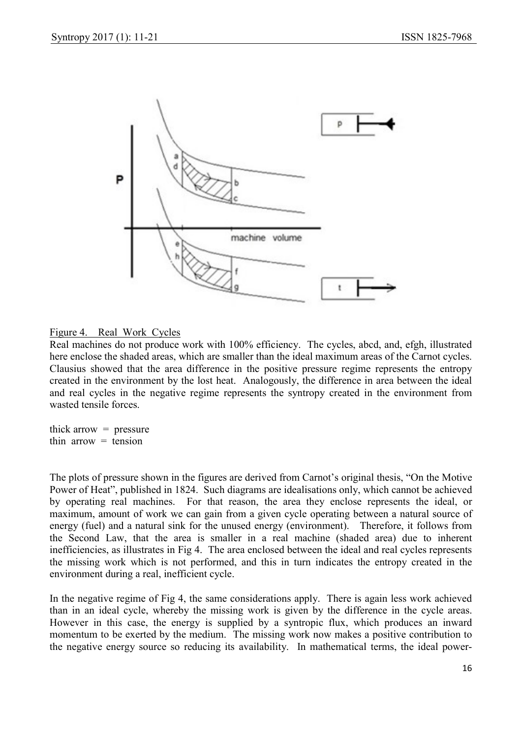Figure 4. Real Work Cycles

Real machines do not produce work with 100% efficiency. The cycles, abcd, and, efgh, illustrated here enclose the shaded areas, which are smaller than the ideal maximum areas of the Carnot cycles. Clausius showed that the area difference in the positive pressure regime represents the entropy created in the environment by the lost heat. Analogously, the difference in area between the ideal and real cycles in the negative regime represents the syntropy created in the environment from wasted tensile forces.

thick arrow = pressure
thin arrow = tension

The plots of pressure shown in the figures are derived from Carnot's original thesis, "On the Motive Power of Heat", published in 1824. Such diagrams are idealisations only, which cannot be achieved by operating real machines. For that reason, the area they enclose represents the ideal, or maximum, amount of work we can gain from a given cycle operating between a natural source of energy (fuel) and a natural sink for the unused energy (environment). Therefore, it follows from the Second Law, that the area is smaller in a real machine (shaded area) due to inherent inefficiencies, as illustrates in Fig 4. The area enclosed between the ideal and real cycles represents the missing work which is not performed, and this in turn indicates the entropy created in the environment during a real, inefficient cycle.

In the negative regime of Fig 4, the same considerations apply. There is again less work achieved than in an ideal cycle, whereby the missing work is given by the difference in the cycle areas. However in this case, the energy is supplied by a syntropic flux, which produces an inward momentum to be exerted by the medium. The missing work now makes a positive contribution to the negative energy source so reducing its availability. In mathematical terms, the ideal power-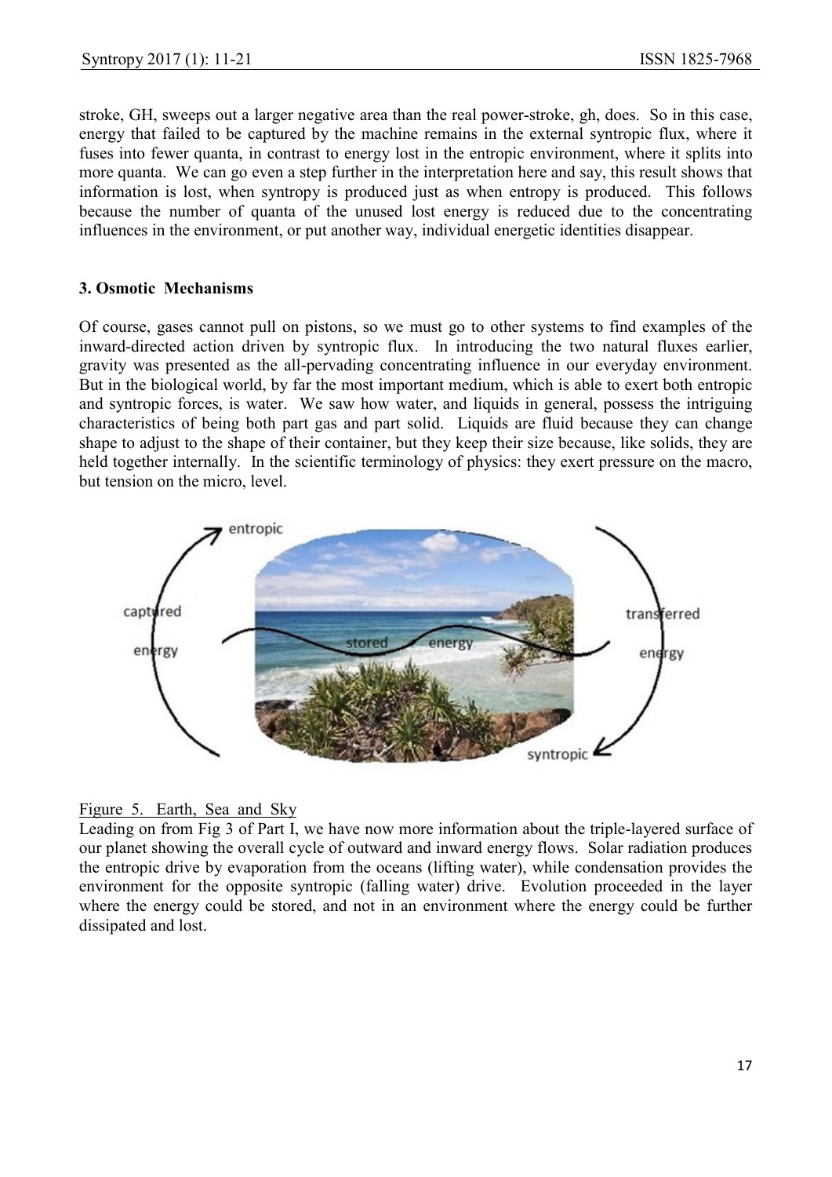stroke, GH, sweeps out a larger negative area than the real power-stroke, gh, does. So in this case, energy that failed to be captured by the machine remains in the external syntropic flux, where it fuses into fewer quanta, in contrast to energy lost in the entropic environment, where it splits into more quanta. We can go even a step further in the interpretation here and say, this result shows that information is lost, when syntropy is produced just as when entropy is produced. This follows because the number of quanta of the unused lost energy is reduced due to the concentrating influences in the environment, or put another way, individual energetic identities disappear.

### 3. Osmotic Mechanisms

Of course, gases cannot pull on pistons, so we must go to other systems to find examples of the inward-directed action driven by syntropic flux. In introducing the two natural fluxes earlier, gravity was presented as the all-pervading concentrating influence in our everyday environment. But in the biological world, by far the most important medium, which is able to exert both entropic and syntropic forces, is water. We saw how water, and liquids in general, possess the intriguing characteristics of being both part gas and part solid. Liquids are fluid because they can change shape to adjust to the shape of their container, but they keep their size because, like solids, they are held together internally. In the scientific terminology of physics: they exert pressure on the macro, but tension on the micro, level.

Figure 5. Earth, Sea and Sky
Leading on from Fig 3 of Part I, we have now more information about the triple-layered surface of our planet showing the overall cycle of outward and inward energy flows. Solar radiation produces the entropic drive by evaporation from the oceans (lifting water), while condensation provides the environment for the opposite syntropic (falling water) drive. Evolution proceeded in the layer where the energy could be stored, and not in an environment where the energy could be further dissipated and lost.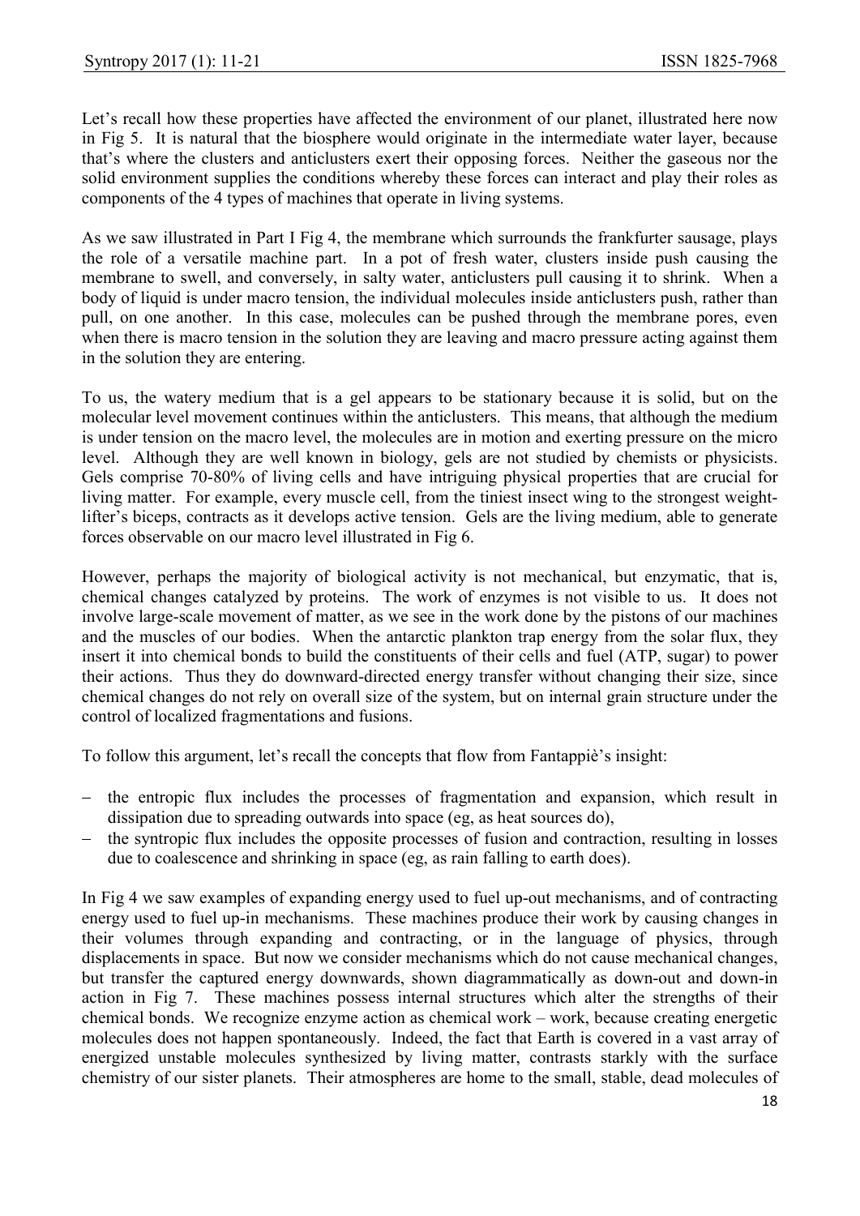Let's recall how these properties have affected the environment of our planet, illustrated here now in Fig 5. It is natural that the biosphere would originate in the intermediate water layer, because that's where the clusters and anticlusters exert their opposing forces. Neither the gaseous nor the solid environment supplies the conditions whereby these forces can interact and play their roles as components of the 4 types of machines that operate in living systems.

As we saw illustrated in Part I Fig 4, the membrane which surrounds the frankfurter sausage, plays the role of a versatile machine part. In a pot of fresh water, clusters inside push causing the membrane to swell, and conversely, in salty water, anticlusters pull causing it to shrink. When a body of liquid is under macro tension, the individual molecules inside anticlusters push, rather than pull, on one another. In this case, molecules can be pushed through the membrane pores, even when there is macro tension in the solution they are leaving and macro pressure acting against them in the solution they are entering.

To us, the watery medium that is a gel appears to be stationary because it is solid, but on the molecular level movement continues within the anticlusters. This means, that although the medium is under tension on the macro level, the molecules are in motion and exerting pressure on the micro level. Although they are well known in biology, gels are not studied by chemists or physicists. Gels comprise 70-80% of living cells and have intriguing physical properties that are crucial for living matter. For example, every muscle cell, from the tiniest insect wing to the strongest weight-lifter's biceps, contracts as it develops active tension. Gels are the living medium, able to generate forces observable on our macro level illustrated in Fig 6.

However, perhaps the majority of biological activity is not mechanical, but enzymatic, that is, chemical changes catalyzed by proteins. The work of enzymes is not visible to us. It does not involve large-scale movement of matter, as we see in the work done by the pistons of our machines and the muscles of our bodies. When the antarctic plankton trap energy from the solar flux, they insert it into chemical bonds to build the constituents of their cells and fuel (ATP, sugar) to power their actions. Thus they do downward-directed energy transfer without changing their size, since chemical changes do not rely on overall size of the system, but on internal grain structure under the control of localized fragmentations and fusions.

To follow this argument, let's recall the concepts that flow from Fantappiè's insight:

- the entropic flux includes the processes of fragmentation and expansion, which result in dissipation due to spreading outwards into space (eg, as heat sources do),
- the syntropic flux includes the opposite processes of fusion and contraction, resulting in losses due to coalescence and shrinking in space (eg, as rain falling to earth does).

In Fig 4 we saw examples of expanding energy used to fuel up-out mechanisms, and of contracting energy used to fuel up-in mechanisms. These machines produce their work by causing changes in their volumes through expanding and contracting, or in the language of physics, through displacements in space. But now we consider mechanisms which do not cause mechanical changes, but transfer the captured energy downwards, shown diagrammatically as down-out and down-in action in Fig 7. These machines possess internal structures which alter the strengths of their chemical bonds. We recognize enzyme action as chemical work – work, because creating energetic molecules does not happen spontaneously. Indeed, the fact that Earth is covered in a vast array of energized unstable molecules synthesized by living matter, contrasts starkly with the surface chemistry of our sister planets. Their atmospheres are home to the small, stable, dead molecules of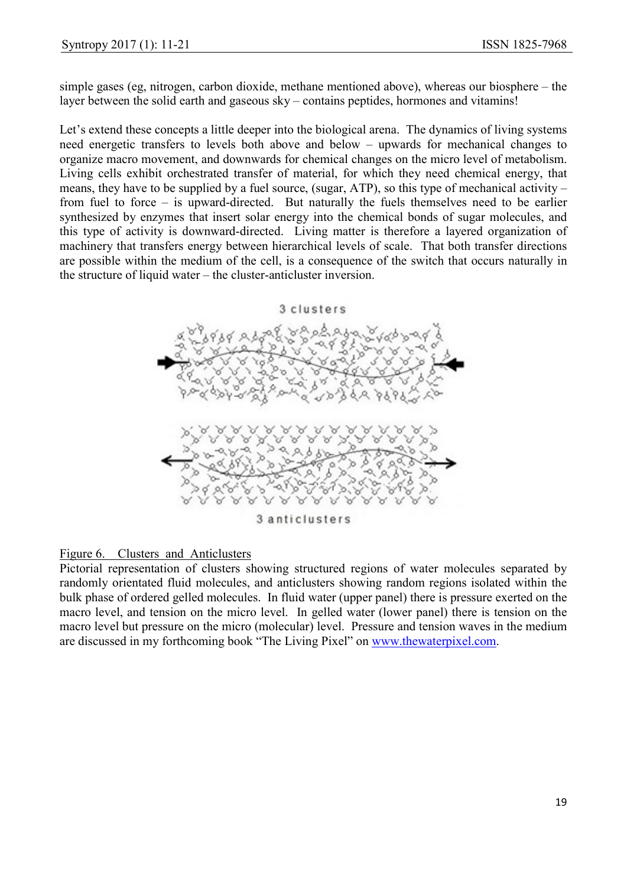simple gases (eg, nitrogen, carbon dioxide, methane mentioned above), whereas our biosphere – the layer between the solid earth and gaseous sky – contains peptides, hormones and vitamins!

Let's extend these concepts a little deeper into the biological arena. The dynamics of living systems need energetic transfers to levels both above and below – upwards for mechanical changes to organize macro movement, and downwards for chemical changes on the micro level of metabolism. Living cells exhibit orchestrated transfer of material, for which they need chemical energy, that means, they have to be supplied by a fuel source, (sugar, ATP), so this type of mechanical activity – from fuel to force – is upward-directed. But naturally the fuels themselves need to be earlier synthesized by enzymes that insert solar energy into the chemical bonds of sugar molecules, and this type of activity is downward-directed. Living matter is therefore a layered organization of machinery that transfers energy between hierarchical levels of scale. That both transfer directions are possible within the medium of the cell, is a consequence of the switch that occurs naturally in the structure of liquid water – the cluster-anticluster inversion.

3 clusters

3 anticlusters

Figure 6. Clusters and Anticlusters

Pictorial representation of clusters showing structured regions of water molecules separated by randomly orientated fluid molecules, and anticlusters showing random regions isolated within the bulk phase of ordered gelled molecules. In fluid water (upper panel) there is pressure exerted on the macro level, and tension on the micro level. In gelled water (lower panel) there is tension on the macro level but pressure on the micro (molecular) level. Pressure and tension waves in the medium are discussed in my forthcoming book "The Living Pixel" on www.thewaterpixel.com.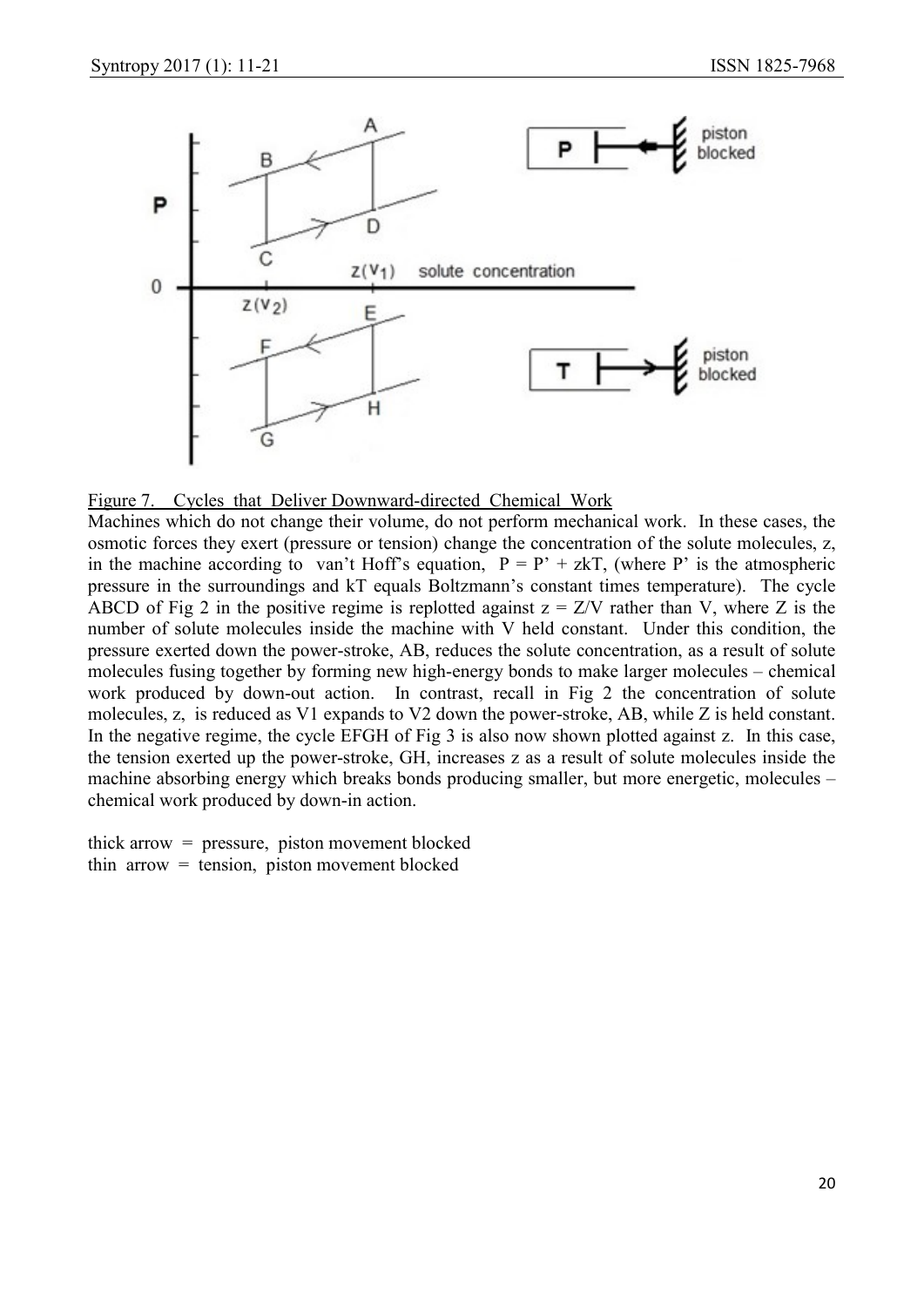Figure 7. Cycles that Deliver Downward-directed Chemical Work

Machines which do not change their volume, do not perform mechanical work. In these cases, the osmotic forces they exert (pressure or tension) change the concentration of the solute molecules, z, in the machine according to van't Hoff's equation, $P = P' + zkT$, (where P' is the atmospheric pressure in the surroundings and kT equals Boltzmann's constant times temperature). The cycle ABCD of Fig 2 in the positive regime is replotted against $z = Z/V$ rather than V, where Z is the number of solute molecules inside the machine with V held constant. Under this condition, the pressure exerted down the power-stroke, AB, reduces the solute concentration, as a result of solute molecules fusing together by forming new high-energy bonds to make larger molecules – chemical work produced by down-out action. In contrast, recall in Fig 2 the concentration of solute molecules, z, is reduced as V1 expands to V2 down the power-stroke, AB, while Z is held constant. In the negative regime, the cycle EFGH of Fig 3 is also now shown plotted against z. In this case, the tension exerted up the power-stroke, GH, increases z as a result of solute molecules inside the machine absorbing energy which breaks bonds producing smaller, but more energetic, molecules – chemical work produced by down-in action.

thick arrow = pressure, piston movement blocked
thin arrow = tension, piston movement blocked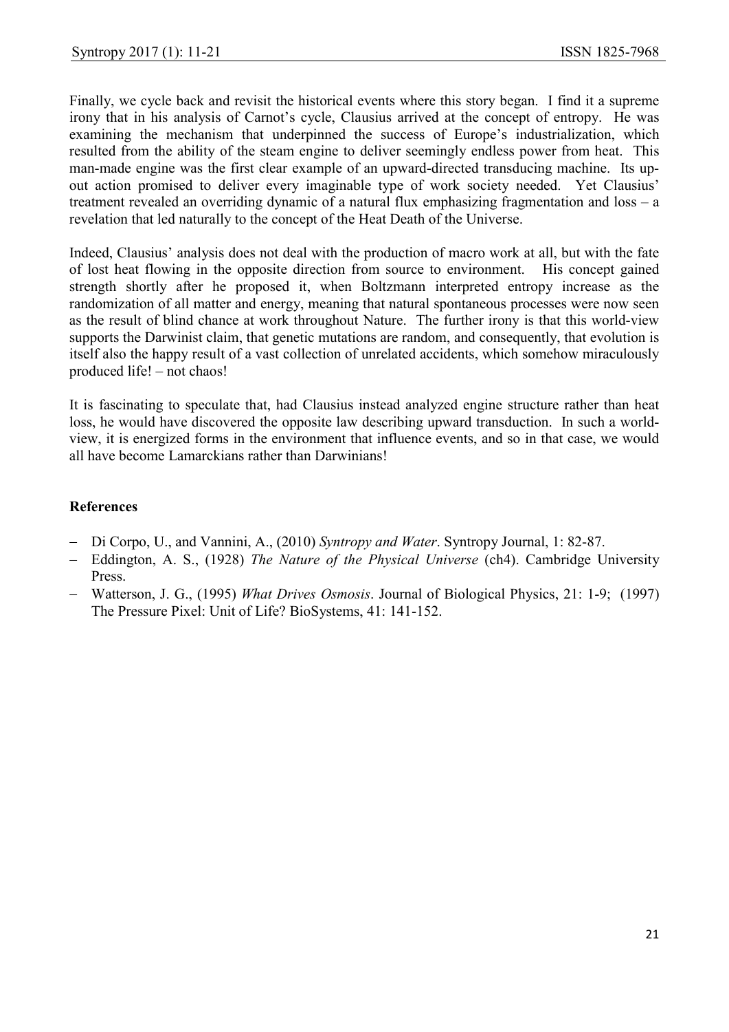Finally, we cycle back and revisit the historical events where this story began. I find it a supreme irony that in his analysis of Carnot's cycle, Clausius arrived at the concept of entropy. He was examining the mechanism that underpinned the success of Europe's industrialization, which resulted from the ability of the steam engine to deliver seemingly endless power from heat. This man-made engine was the first clear example of an upward-directed transducing machine. Its up-out action promised to deliver every imaginable type of work society needed. Yet Clausius' treatment revealed an overriding dynamic of a natural flux emphasizing fragmentation and loss – a revelation that led naturally to the concept of the Heat Death of the Universe.

Indeed, Clausius' analysis does not deal with the production of macro work at all, but with the fate of lost heat flowing in the opposite direction from source to environment. His concept gained strength shortly after he proposed it, when Boltzmann interpreted entropy increase as the randomization of all matter and energy, meaning that natural spontaneous processes were now seen as the result of blind chance at work throughout Nature. The further irony is that this world-view supports the Darwinist claim, that genetic mutations are random, and consequently, that evolution is itself also the happy result of a vast collection of unrelated accidents, which somehow miraculously produced life! – not chaos!

It is fascinating to speculate that, had Clausius instead analyzed engine structure rather than heat loss, he would have discovered the opposite law describing upward transduction. In such a world-view, it is energized forms in the environment that influence events, and so in that case, we would all have become Lamarckians rather than Darwinians!

### References

- Di Corpo, U., and Vannini, A., (2010) *Syntropy and Water*. Syntropy Journal, 1: 82-87.
- Eddington, A. S., (1928) *The Nature of the Physical Universe* (ch4). Cambridge University Press.
- Watterson, J. G., (1995) *What Drives Osmosis*. Journal of Biological Physics, 21: 1-9; (1997) The Pressure Pixel: Unit of Life? BioSystems, 41: 141-152.